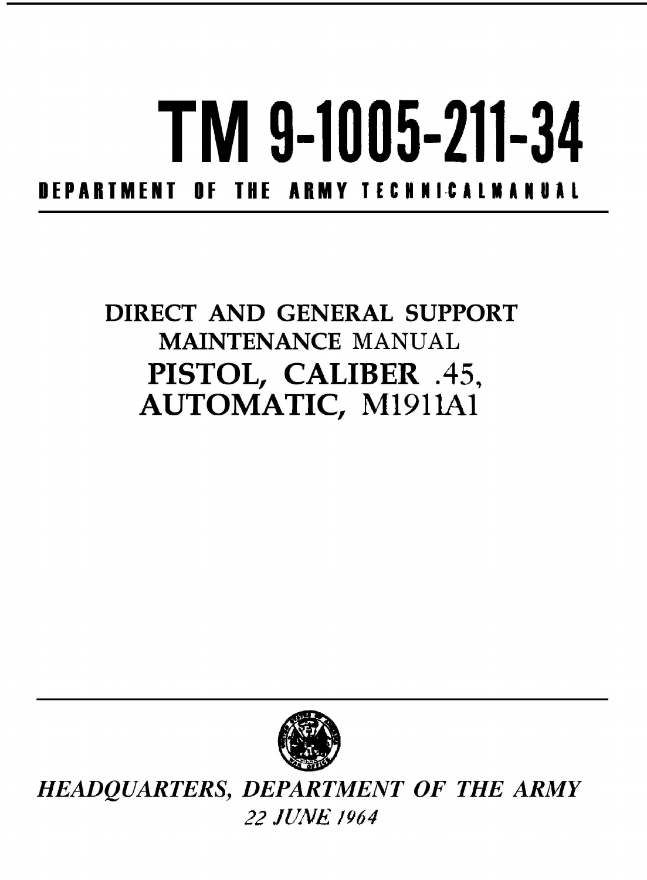# TM 9-1005-211-34

**DEPARTMENT OF THE ARMY TECHNICAL MANUAL**

## DIRECT AND GENERAL SUPPORT MAINTENANCE MANUAL

## PISTOL, CALIBER .45, AUTOMATIC, M1911A1

*HEADQUARTERS, DEPARTMENT OF THE ARMY*

*22 JUNE 1964*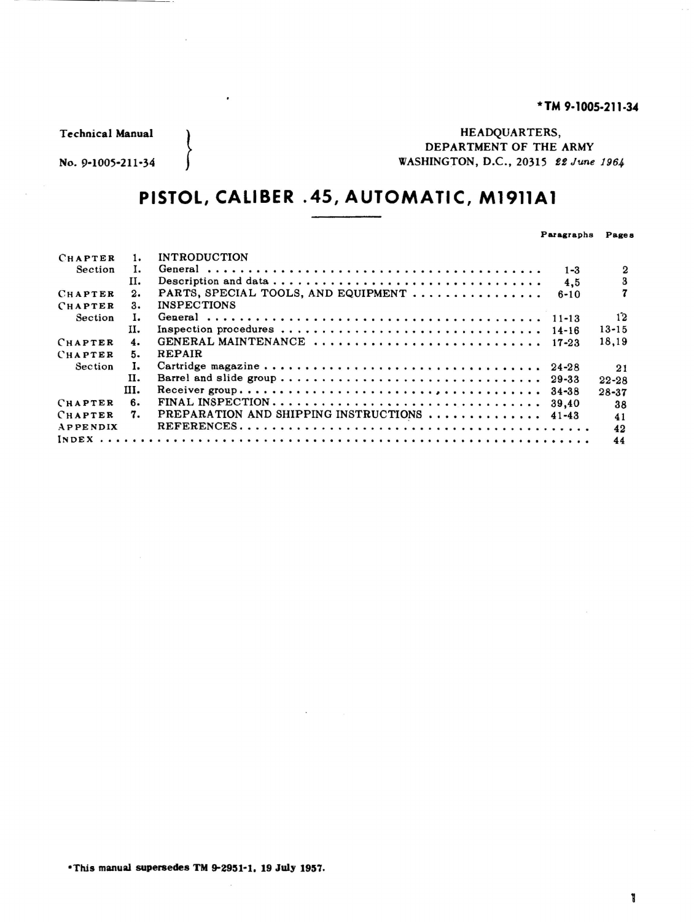*TM 9-1005-211-34

Technical Manual No. 9-1005-211-34

HEADQUARTERS,
DEPARTMENT OF THE ARMY
WASHINGTON, D.C., 20315 *22 June 1964*

# PISTOL, CALIBER .45, AUTOMATIC, M1911A1

| | | | Paragraphs | Pages |
|---|---|---|---|---|
| CHAPTER | 1. | INTRODUCTION | | |
| Section | I. | General | 1-3 | 2 |
| | II. | Description and data | 4,5 | 3 |
| CHAPTER | 2. | PARTS, SPECIAL TOOLS, AND EQUIPMENT | 6-10 | 7 |
| CHAPTER | 3. | INSPECTIONS | | |
| Section | I. | General | 11-13 | 12 |
| | II. | Inspection procedures | 14-16 | 13-15 |
| CHAPTER | 4. | GENERAL MAINTENANCE | 17-23 | 18,19 |
| CHAPTER | 5. | REPAIR | | |
| Section | I. | Cartridge magazine | 24-28 | 21 |
| | II. | Barrel and slide group | 29-33 | 22-28 |
| | III. | Receiver group | 34-38 | 28-37 |
| CHAPTER | 6. | FINAL INSPECTION | 39,40 | 38 |
| CHAPTER | 7. | PREPARATION AND SHIPPING INSTRUCTIONS | 41-43 | 41 |
| APPENDIX | | REFERENCES | | 42 |
| INDEX | | | | 44 |

*This manual supersedes TM 9-2951-1, 19 July 1957.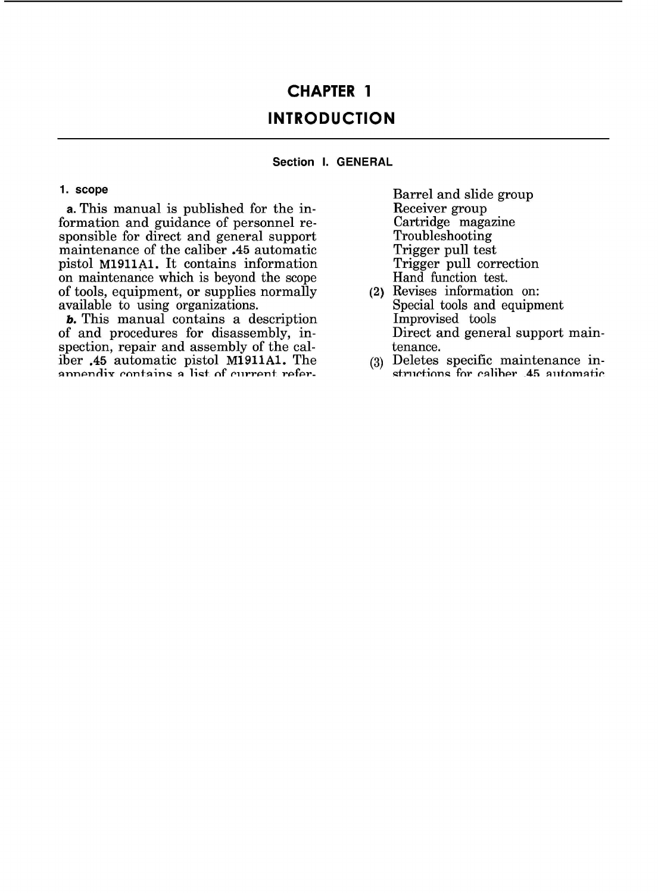# CHAPTER 1

# INTRODUCTION

## Section I. GENERAL

### 1. scope

**a.** This manual is published for the information and guidance of personnel responsible for direct and general support maintenance of the caliber .45 automatic pistol M1911A1. It contains information on maintenance which is beyond the scope of tools, equipment, or supplies normally available to using organizations.

***b.*** This manual contains a description of and procedures for disassembly, inspection, repair and assembly of the caliber .45 automatic pistol M1911A1. The appendix contains a list of current refer-

Barrel and slide group
Receiver group
Cartridge magazine
Troubleshooting
Trigger pull test
Trigger pull correction
Hand function test.

(2) Revises information on:
Special tools and equipment
Improvised tools
Direct and general support maintenance.

(3) Deletes specific maintenance instructions for caliber .45 automatic